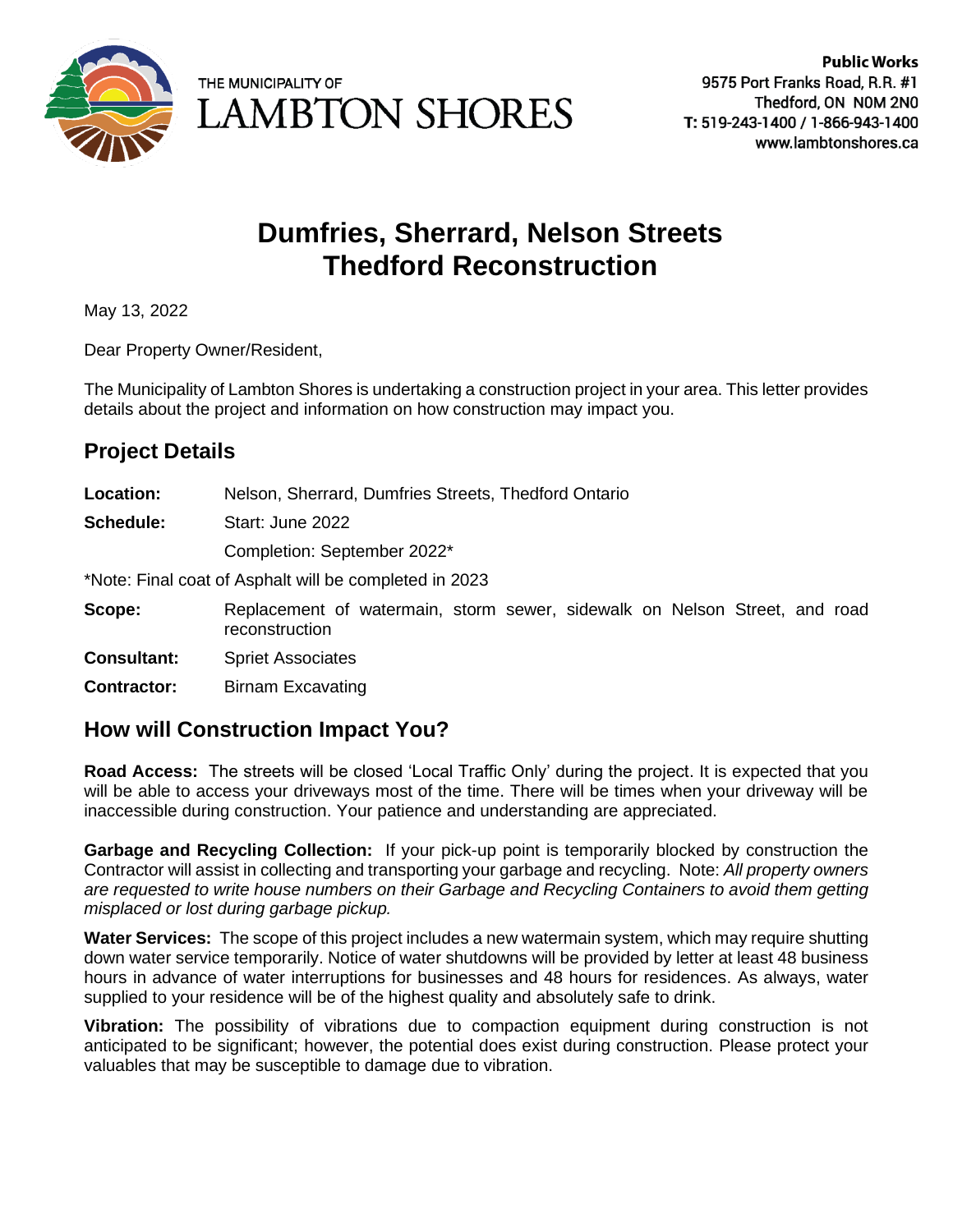THE MUNICIPALITY OF
LAMBTON SHORES

**Public Works**
9575 Port Franks Road, R.R. #1
Thedford, ON N0M 2N0
**T:** 519-243-1400 / 1-866-943-1400
www.lambtonshores.ca

# Dumfries, Sherrard, Nelson Streets Thedford Reconstruction

May 13, 2022

Dear Property Owner/Resident,

The Municipality of Lambton Shores is undertaking a construction project in your area. This letter provides details about the project and information on how construction may impact you.

## Project Details

**Location:** Nelson, Sherrard, Dumfries Streets, Thedford Ontario

**Schedule:** Start: June 2022

Completion: September 2022*

*Note: Final coat of Asphalt will be completed in 2023

**Scope:** Replacement of watermain, storm sewer, sidewalk on Nelson Street, and road reconstruction

**Consultant:** Spriet Associates

**Contractor:** Birnam Excavating

## How will Construction Impact You?

**Road Access:** The streets will be closed 'Local Traffic Only' during the project. It is expected that you will be able to access your driveways most of the time. There will be times when your driveway will be inaccessible during construction. Your patience and understanding are appreciated.

**Garbage and Recycling Collection:** If your pick-up point is temporarily blocked by construction the Contractor will assist in collecting and transporting your garbage and recycling. Note: *All property owners are requested to write house numbers on their Garbage and Recycling Containers to avoid them getting misplaced or lost during garbage pickup.*

**Water Services:** The scope of this project includes a new watermain system, which may require shutting down water service temporarily. Notice of water shutdowns will be provided by letter at least 48 business hours in advance of water interruptions for businesses and 48 hours for residences. As always, water supplied to your residence will be of the highest quality and absolutely safe to drink.

**Vibration:** The possibility of vibrations due to compaction equipment during construction is not anticipated to be significant; however, the potential does exist during construction. Please protect your valuables that may be susceptible to damage due to vibration.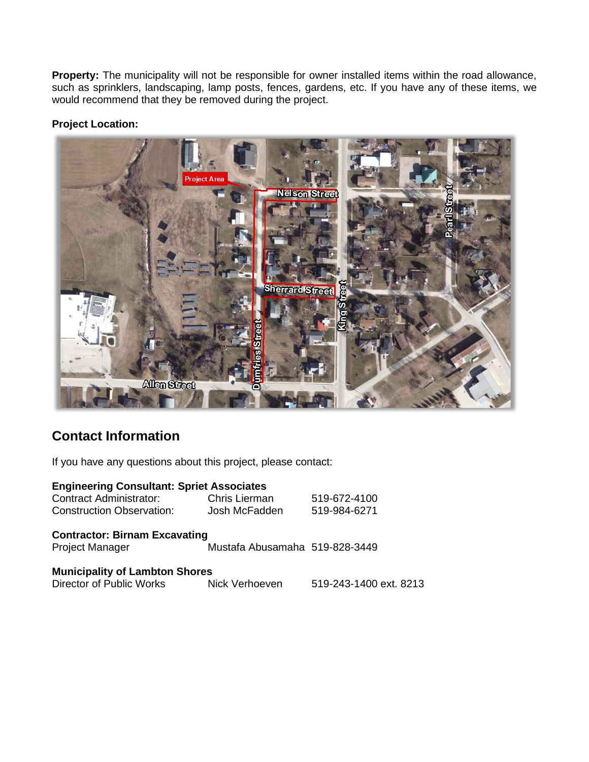**Property:** The municipality will not be responsible for owner installed items within the road allowance, such as sprinklers, landscaping, lamp posts, fences, gardens, etc. If you have any of these items, we would recommend that they be removed during the project.

**Project Location:**

## Contact Information

If you have any questions about this project, please contact:

**Engineering Consultant: Spriet Associates**

| | | |
|---|---|---|
| Contract Administrator: | Chris Lierman | 519-672-4100 |
| Construction Observation: | Josh McFadden | 519-984-6271 |

**Contractor: Birnam Excavating**

| | | |
|---|---|---|
| Project Manager | Mustafa Abusamaha | 519-828-3449 |

**Municipality of Lambton Shores**

| | | |
|---|---|---|
| Director of Public Works | Nick Verhoeven | 519-243-1400 ext. 8213 |